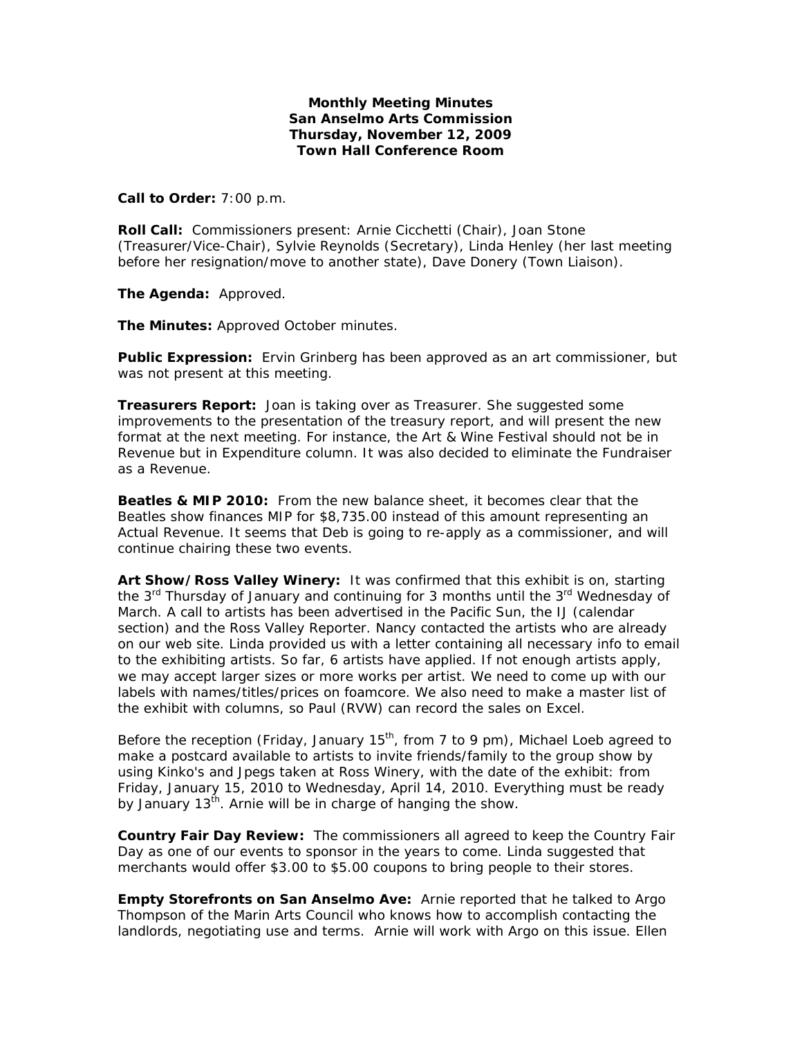**Monthly Meeting Minutes**
**San Anselmo Arts Commission**
**Thursday, November 12, 2009**
**Town Hall Conference Room**

**Call to Order:** 7:00 p.m.

**Roll Call:** Commissioners present: Arnie Cicchetti (Chair), Joan Stone (Treasurer/Vice-Chair), Sylvie Reynolds (Secretary), Linda Henley (her last meeting before her resignation/move to another state), Dave Donery (Town Liaison).

**The Agenda:** Approved.

**The Minutes:** Approved October minutes.

**Public Expression:** Ervin Grinberg has been approved as an art commissioner, but was not present at this meeting.

**Treasurers Report:** Joan is taking over as Treasurer. She suggested some improvements to the presentation of the treasury report, and will present the new format at the next meeting. For instance, the Art & Wine Festival should not be in Revenue but in Expenditure column. It was also decided to eliminate the Fundraiser as a Revenue.

**Beatles & MIP 2010:** From the new balance sheet, it becomes clear that the Beatles show finances MIP for $8,735.00 instead of this amount representing an Actual Revenue. It seems that Deb is going to re-apply as a commissioner, and will continue chairing these two events.

**Art Show/Ross Valley Winery:** It was confirmed that this exhibit is on, starting the 3rd Thursday of January and continuing for 3 months until the 3rd Wednesday of March. A call to artists has been advertised in the Pacific Sun, the IJ (calendar section) and the Ross Valley Reporter. Nancy contacted the artists who are already on our web site. Linda provided us with a letter containing all necessary info to email to the exhibiting artists. So far, 6 artists have applied. If not enough artists apply, we may accept larger sizes or more works per artist. We need to come up with our labels with names/titles/prices on foamcore. We also need to make a master list of the exhibit with columns, so Paul (RVW) can record the sales on Excel.

Before the reception (Friday, January 15th, from 7 to 9 pm), Michael Loeb agreed to make a postcard available to artists to invite friends/family to the group show by using Kinko's and Jpegs taken at Ross Winery, with the date of the exhibit: from Friday, January 15, 2010 to Wednesday, April 14, 2010. Everything must be ready by January 13th. Arnie will be in charge of hanging the show.

**Country Fair Day Review:** The commissioners all agreed to keep the Country Fair Day as one of our events to sponsor in the years to come. Linda suggested that merchants would offer $3.00 to $5.00 coupons to bring people to their stores.

**Empty Storefronts on San Anselmo Ave:** Arnie reported that he talked to Argo Thompson of the Marin Arts Council who knows how to accomplish contacting the landlords, negotiating use and terms. Arnie will work with Argo on this issue. Ellen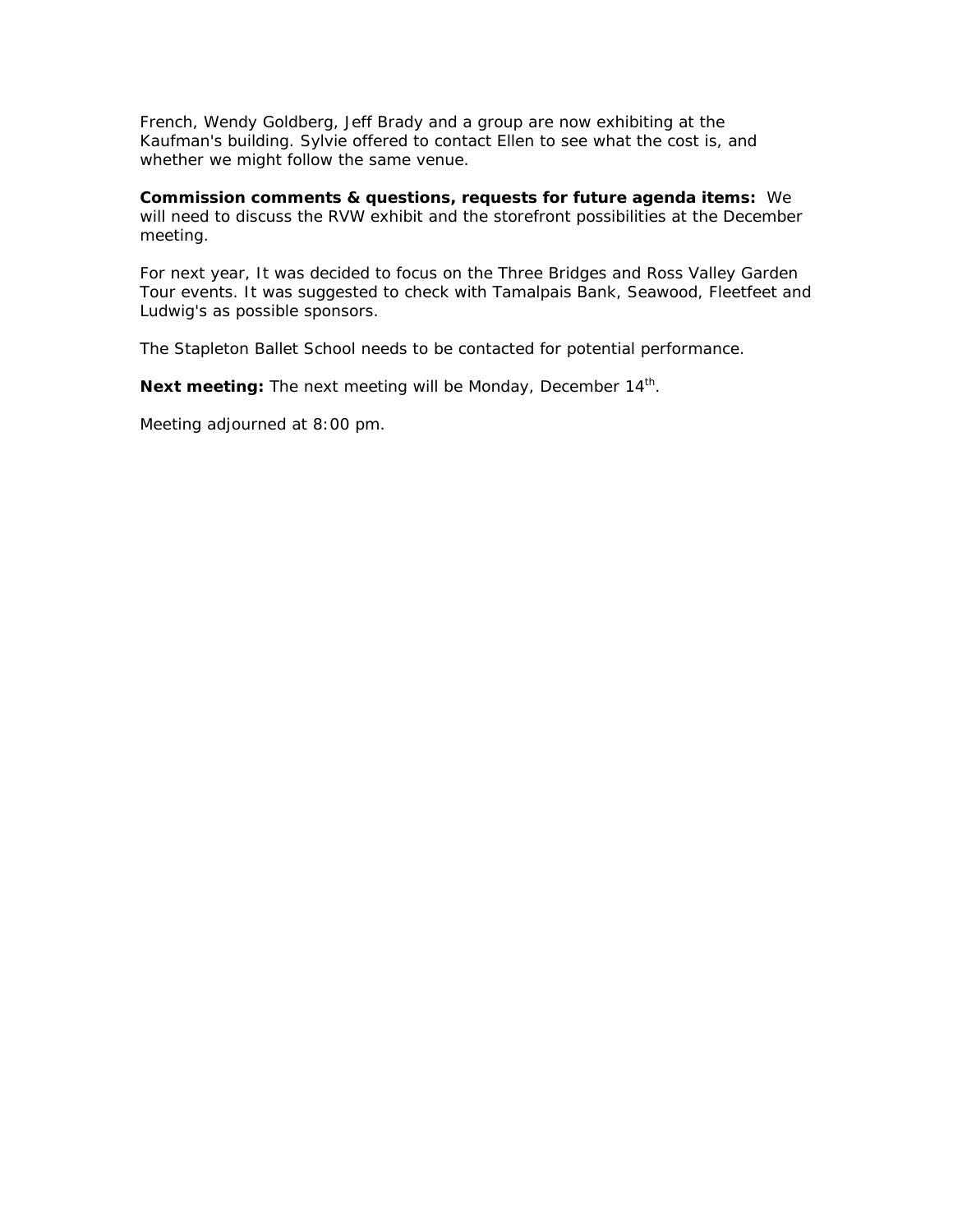French, Wendy Goldberg, Jeff Brady and a group are now exhibiting at the Kaufman's building. Sylvie offered to contact Ellen to see what the cost is, and whether we might follow the same venue.

**Commission comments & questions, requests for future agenda items:** We will need to discuss the RVW exhibit and the storefront possibilities at the December meeting.

For next year, It was decided to focus on the Three Bridges and Ross Valley Garden Tour events. It was suggested to check with Tamalpais Bank, Seawood, Fleetfeet and Ludwig's as possible sponsors.

The Stapleton Ballet School needs to be contacted for potential performance.

**Next meeting:** The next meeting will be Monday, December 14th.

Meeting adjourned at 8:00 pm.